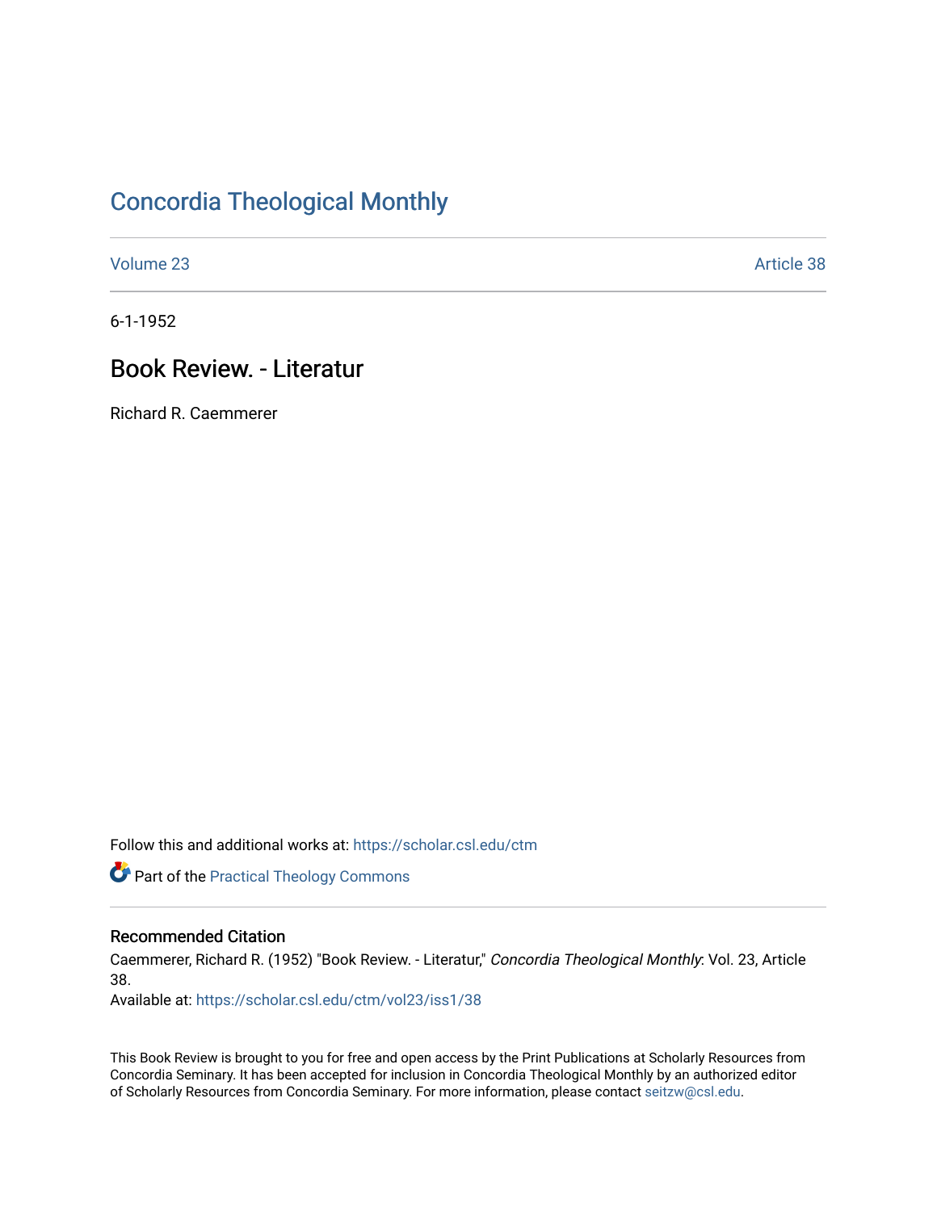# Concordia Theological Monthly

Volume 23 | Article 38

6-1-1952

## Book Review. - Literatur

Richard R. Caemmerer

Follow this and additional works at: https://scholar.csl.edu/ctm

Part of the Practical Theology Commons

### Recommended Citation

Caemmerer, Richard R. (1952) "Book Review. - Literatur," *Concordia Theological Monthly*: Vol. 23, Article 38.
Available at: https://scholar.csl.edu/ctm/vol23/iss1/38

This Book Review is brought to you for free and open access by the Print Publications at Scholarly Resources from Concordia Seminary. It has been accepted for inclusion in Concordia Theological Monthly by an authorized editor of Scholarly Resources from Concordia Seminary. For more information, please contact seitzw@csl.edu.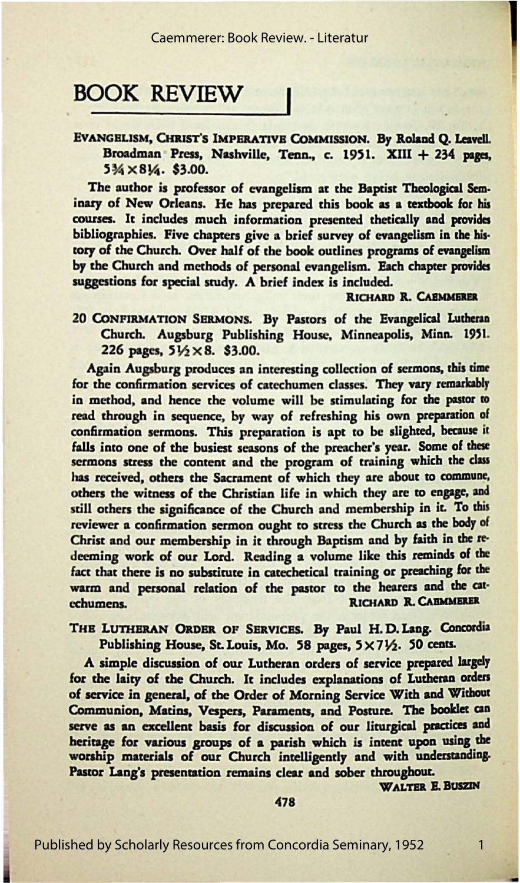# BOOK REVIEW

**EVANGELISM, CHRIST'S IMPERATIVE COMMISSION.** By Roland Q. Leavell. Broadman Press, Nashville, Tenn., c. 1951. XIII + 234 pages, 5¾×8¼. $3.00.

The author is professor of evangelism at the Baptist Theological Seminary of New Orleans. He has prepared this book as a textbook for his courses. It includes much information presented thetically and provides bibliographies. Five chapters give a brief survey of evangelism in the history of the Church. Over half of the book outlines programs of evangelism by the Church and methods of personal evangelism. Each chapter provides suggestions for special study. A brief index is included.

RICHARD R. CAEMMERER

**20 CONFIRMATION SERMONS.** By Pastors of the Evangelical Lutheran Church. Augsburg Publishing House, Minneapolis, Minn. 1951. 226 pages, 5½×8. $3.00.

Again Augsburg produces an interesting collection of sermons, this time for the confirmation services of catechumen classes. They vary remarkably in method, and hence the volume will be stimulating for the pastor to read through in sequence, by way of refreshing his own preparation of confirmation sermons. This preparation is apt to be slighted, because it falls into one of the busiest seasons of the preacher's year. Some of these sermons stress the content and the program of training which the class has received, others the Sacrament of which they are about to commune, others the witness of the Christian life in which they are to engage, and still others the significance of the Church and membership in it. To this reviewer a confirmation sermon ought to stress the Church as the body of Christ and our membership in it through Baptism and by faith in the redeeming work of our Lord. Reading a volume like this reminds of the fact that there is no substitute in catechetical training or preaching for the warm and personal relation of the pastor to the hearers and the catechumens.

RICHARD R. CAEMMERER

**THE LUTHERAN ORDER OF SERVICES.** By Paul H. D. Lang. Concordia Publishing House, St. Louis, Mo. 58 pages, 5×7½. 50 cents.

A simple discussion of our Lutheran orders of service prepared largely for the laity of the Church. It includes explanations of Lutheran orders of service in general, of the Order of Morning Service With and Without Communion, Matins, Vespers, Paraments, and Posture. The booklet can serve as an excellent basis for discussion of our liturgical practices and heritage for various groups of a parish which is intent upon using the worship materials of our Church intelligently and with understanding. Pastor Lang's presentation remains clear and sober throughout.

WALTER E. BUSZIN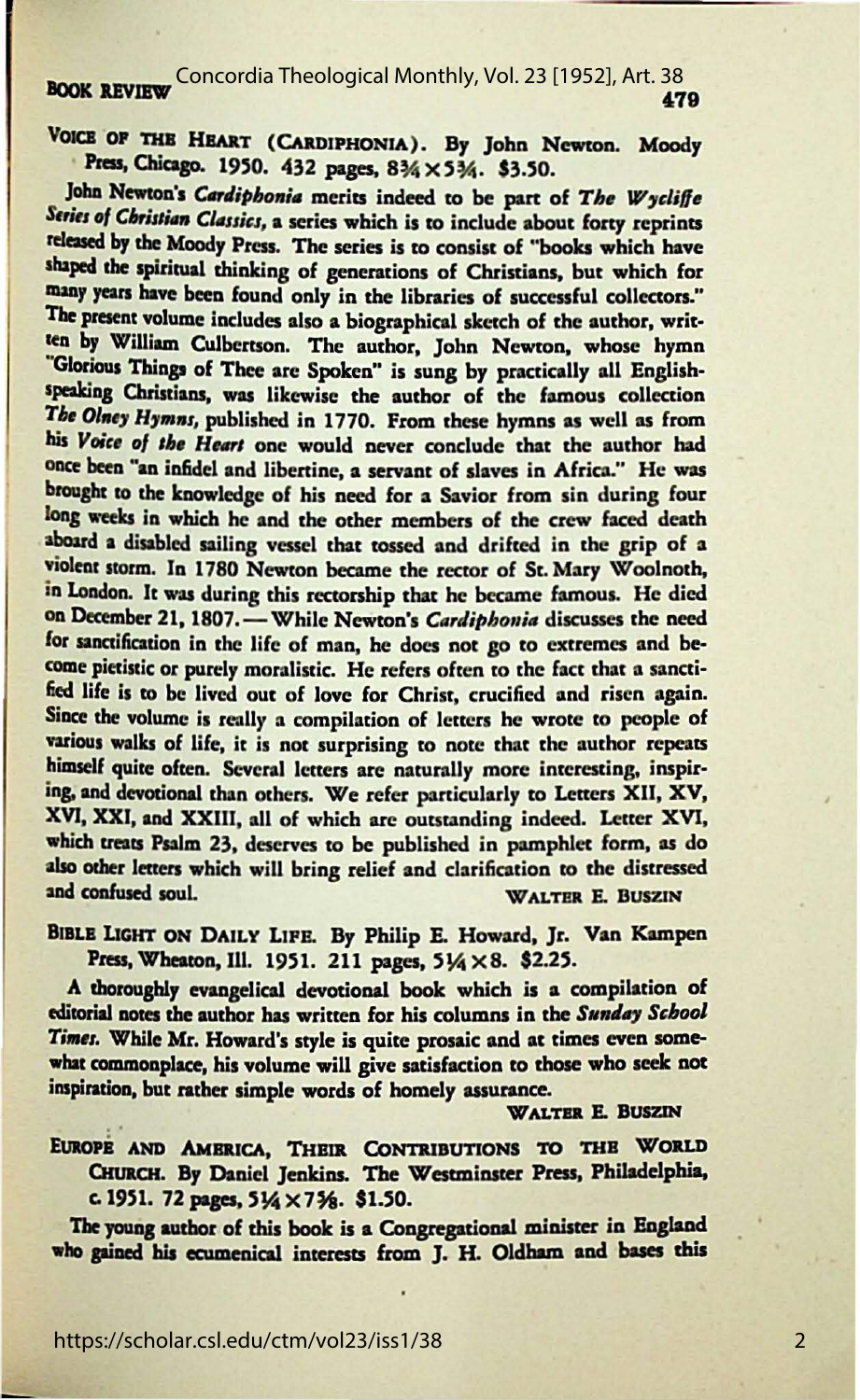**VOICE OF THE HEART (CARDIPHONIA).** By John Newton. Moody Press, Chicago. 1950. 432 pages, 8¾×5¾. $3.50.

John Newton's *Cardiphonia* merits indeed to be part of *The Wycliffe Series of Christian Classics*, a series which is to include about forty reprints released by the Moody Press. The series is to consist of "books which have shaped the spiritual thinking of generations of Christians, but which for many years have been found only in the libraries of successful collectors." The present volume includes also a biographical sketch of the author, written by William Culbertson. The author, John Newton, whose hymn "Glorious Things of Thee are Spoken" is sung by practically all English-speaking Christians, was likewise the author of the famous collection *The Olney Hymns*, published in 1770. From these hymns as well as from his *Voice of the Heart* one would never conclude that the author had once been "an infidel and libertine, a servant of slaves in Africa." He was brought to the knowledge of his need for a Savior from sin during four long weeks in which he and the other members of the crew faced death aboard a disabled sailing vessel that tossed and drifted in the grip of a violent storm. In 1780 Newton became the rector of St. Mary Woolnoth, in London. It was during this rectorship that he became famous. He died on December 21, 1807. — While Newton's *Cardiphonia* discusses the need for sanctification in the life of man, he does not go to extremes and become pietistic or purely moralistic. He refers often to the fact that a sanctified life is to be lived out of love for Christ, crucified and risen again. Since the volume is really a compilation of letters he wrote to people of various walks of life, it is not surprising to note that the author repeats himself quite often. Several letters are naturally more interesting, inspiring, and devotional than others. We refer particularly to Letters XII, XV, XVI, XXI, and XXIII, all of which are outstanding indeed. Letter XVI, which treats Psalm 23, deserves to be published in pamphlet form, as do also other letters which will bring relief and clarification to the distressed and confused soul.

WALTER E. BUSZIN

**BIBLE LIGHT ON DAILY LIFE.** By Philip E. Howard, Jr. Van Kampen Press, Wheaton, Ill. 1951. 211 pages, 5¼×8. $2.25.

A thoroughly evangelical devotional book which is a compilation of editorial notes the author has written for his columns in the *Sunday School Times*. While Mr. Howard's style is quite prosaic and at times even somewhat commonplace, his volume will give satisfaction to those who seek not inspiration, but rather simple words of homely assurance.

WALTER E. BUSZIN

**EUROPE AND AMERICA, THEIR CONTRIBUTIONS TO THE WORLD CHURCH.** By Daniel Jenkins. The Westminster Press, Philadelphia, c. 1951. 72 pages, 5¼×7⅝. $1.50.

The young author of this book is a Congregational minister in England who gained his ecumenical interests from J. H. Oldham and bases this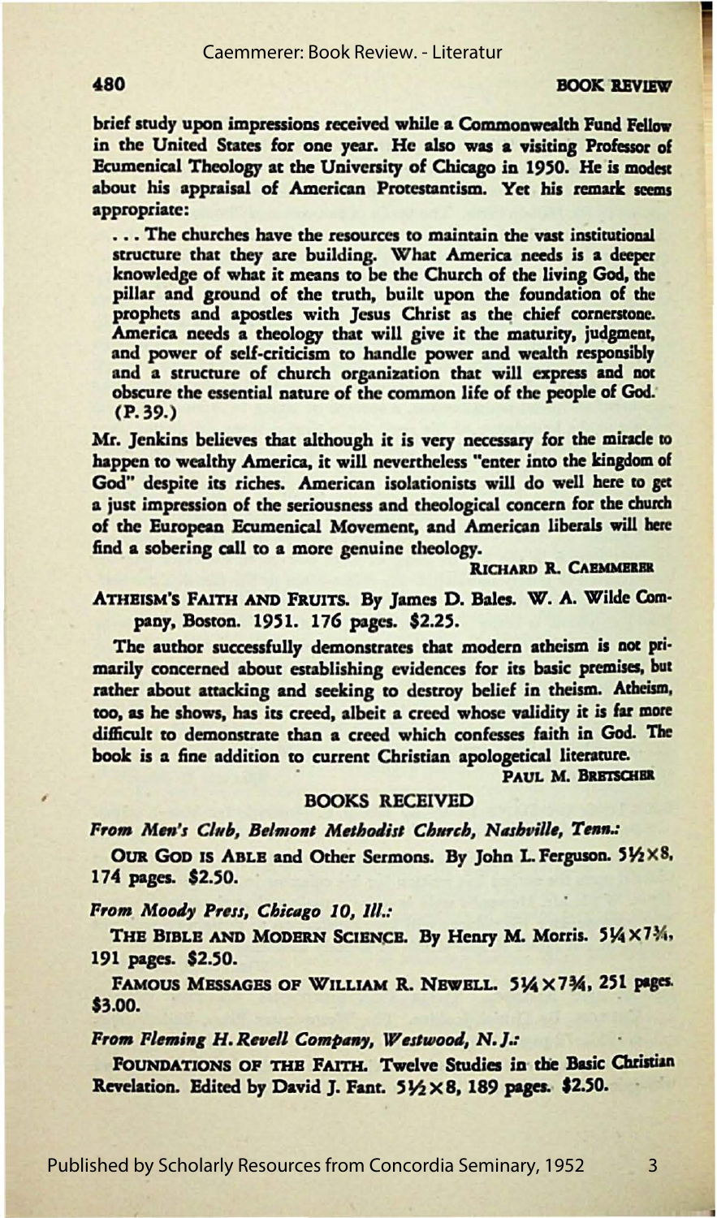brief study upon impressions received while a Commonwealth Fund Fellow in the United States for one year. He also was a visiting Professor of Ecumenical Theology at the University of Chicago in 1950. He is modest about his appraisal of American Protestantism. Yet his remark seems appropriate:

> . . . The churches have the resources to maintain the vast institutional structure that they are building. What America needs is a deeper knowledge of what it means to be the Church of the living God, the pillar and ground of the truth, built upon the foundation of the prophets and apostles with Jesus Christ as the chief cornerstone. America needs a theology that will give it the maturity, judgment, and power of self-criticism to handle power and wealth responsibly and a structure of church organization that will express and not obscure the essential nature of the common life of the people of God. (P. 39.)

Mr. Jenkins believes that although it is very necessary for the miracle to happen to wealthy America, it will nevertheless "enter into the kingdom of God" despite its riches. American isolationists will do well here to get a just impression of the seriousness and theological concern for the church of the European Ecumenical Movement, and American liberals will here find a sobering call to a more genuine theology.

RICHARD R. CAEMMERER

ATHEISM'S FAITH AND FRUITS. By James D. Bales. W. A. Wilde Company, Boston. 1951. 176 pages. $2.25.

The author successfully demonstrates that modern atheism is not primarily concerned about establishing evidences for its basic premises, but rather about attacking and seeking to destroy belief in theism. Atheism, too, as he shows, has its creed, albeit a creed whose validity it is far more difficult to demonstrate than a creed which confesses faith in God. The book is a fine addition to current Christian apologetical literature.

PAUL M. BRETSCHER

## BOOKS RECEIVED

*From Men's Club, Belmont Methodist Church, Nashville, Tenn.:*

OUR GOD IS ABLE and Other Sermons. By John L. Ferguson. 5½×8, 174 pages. $2.50.

*From Moody Press, Chicago 10, Ill.:*

THE BIBLE AND MODERN SCIENCE. By Henry M. Morris. 5¼×7¾, 191 pages. $2.50.

FAMOUS MESSAGES OF WILLIAM R. NEWELL. 5¼×7¾, 251 pages. $3.00.

*From Fleming H. Revell Company, Westwood, N. J.:*

FOUNDATIONS OF THE FAITH. Twelve Studies in the Basic Christian Revelation. Edited by David J. Fant. 5½×8, 189 pages. $2.50.